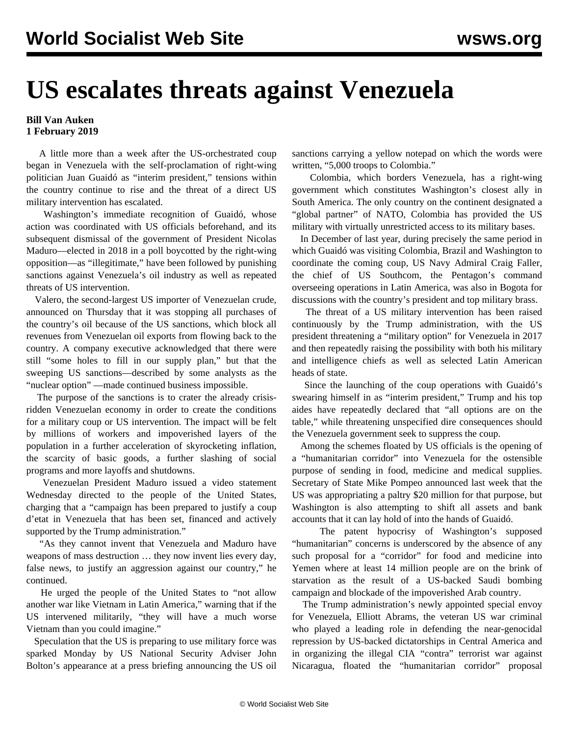# US escalates threats against Venezuela

**Bill Van Auken**
**1 February 2019**

A little more than a week after the US-orchestrated coup began in Venezuela with the self-proclamation of right-wing politician Juan Guaidó as "interim president," tensions within the country continue to rise and the threat of a direct US military intervention has escalated.

Washington's immediate recognition of Guaidó, whose action was coordinated with US officials beforehand, and its subsequent dismissal of the government of President Nicolas Maduro—elected in 2018 in a poll boycotted by the right-wing opposition—as "illegitimate," have been followed by punishing sanctions against Venezuela's oil industry as well as repeated threats of US intervention.

Valero, the second-largest US importer of Venezuelan crude, announced on Thursday that it was stopping all purchases of the country's oil because of the US sanctions, which block all revenues from Venezuelan oil exports from flowing back to the country. A company executive acknowledged that there were still "some holes to fill in our supply plan," but that the sweeping US sanctions—described by some analysts as the "nuclear option" —made continued business impossible.

The purpose of the sanctions is to crater the already crisis-ridden Venezuelan economy in order to create the conditions for a military coup or US intervention. The impact will be felt by millions of workers and impoverished layers of the population in a further acceleration of skyrocketing inflation, the scarcity of basic goods, a further slashing of social programs and more layoffs and shutdowns.

Venezuelan President Maduro issued a video statement Wednesday directed to the people of the United States, charging that a "campaign has been prepared to justify a coup d'etat in Venezuela that has been set, financed and actively supported by the Trump administration."

"As they cannot invent that Venezuela and Maduro have weapons of mass destruction … they now invent lies every day, false news, to justify an aggression against our country," he continued.

He urged the people of the United States to "not allow another war like Vietnam in Latin America," warning that if the US intervened militarily, "they will have a much worse Vietnam than you could imagine."

Speculation that the US is preparing to use military force was sparked Monday by US National Security Adviser John Bolton's appearance at a press briefing announcing the US oil sanctions carrying a yellow notepad on which the words were written, "5,000 troops to Colombia."

Colombia, which borders Venezuela, has a right-wing government which constitutes Washington's closest ally in South America. The only country on the continent designated a "global partner" of NATO, Colombia has provided the US military with virtually unrestricted access to its military bases.

In December of last year, during precisely the same period in which Guaidó was visiting Colombia, Brazil and Washington to coordinate the coming coup, US Navy Admiral Craig Faller, the chief of US Southcom, the Pentagon's command overseeing operations in Latin America, was also in Bogota for discussions with the country's president and top military brass.

The threat of a US military intervention has been raised continuously by the Trump administration, with the US president threatening a "military option" for Venezuela in 2017 and then repeatedly raising the possibility with both his military and intelligence chiefs as well as selected Latin American heads of state.

Since the launching of the coup operations with Guaidó's swearing himself in as "interim president," Trump and his top aides have repeatedly declared that "all options are on the table," while threatening unspecified dire consequences should the Venezuela government seek to suppress the coup.

Among the schemes floated by US officials is the opening of a "humanitarian corridor" into Venezuela for the ostensible purpose of sending in food, medicine and medical supplies. Secretary of State Mike Pompeo announced last week that the US was appropriating a paltry $20 million for that purpose, but Washington is also attempting to shift all assets and bank accounts that it can lay hold of into the hands of Guaidó.

The patent hypocrisy of Washington's supposed "humanitarian" concerns is underscored by the absence of any such proposal for a "corridor" for food and medicine into Yemen where at least 14 million people are on the brink of starvation as the result of a US-backed Saudi bombing campaign and blockade of the impoverished Arab country.

The Trump administration's newly appointed special envoy for Venezuela, Elliott Abrams, the veteran US war criminal who played a leading role in defending the near-genocidal repression by US-backed dictatorships in Central America and in organizing the illegal CIA "contra" terrorist war against Nicaragua, floated the "humanitarian corridor" proposal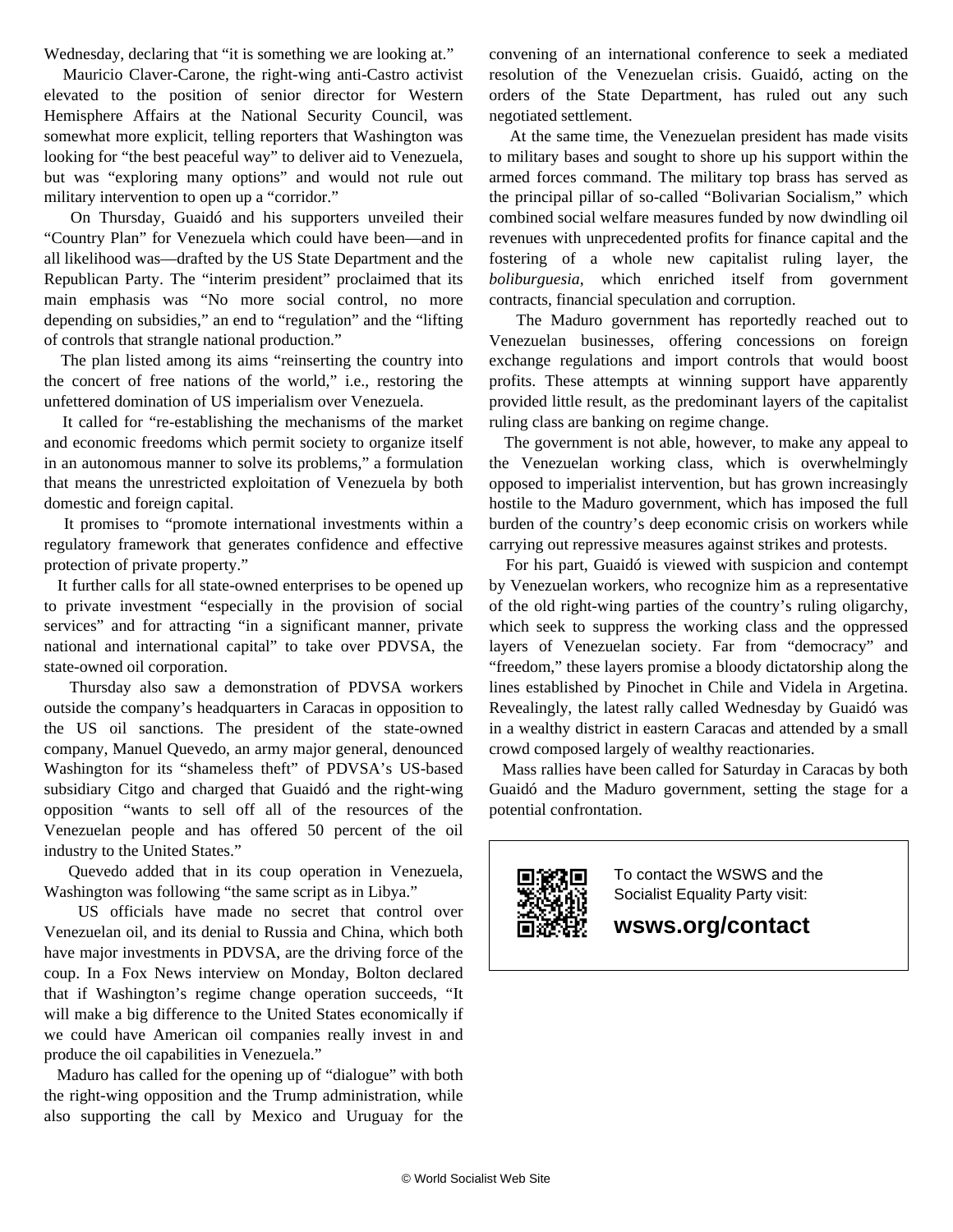Wednesday, declaring that "it is something we are looking at."

Mauricio Claver-Carone, the right-wing anti-Castro activist elevated to the position of senior director for Western Hemisphere Affairs at the National Security Council, was somewhat more explicit, telling reporters that Washington was looking for "the best peaceful way" to deliver aid to Venezuela, but was "exploring many options" and would not rule out military intervention to open up a "corridor."

On Thursday, Guaidó and his supporters unveiled their "Country Plan" for Venezuela which could have been—and in all likelihood was—drafted by the US State Department and the Republican Party. The "interim president" proclaimed that its main emphasis was "No more social control, no more depending on subsidies," an end to "regulation" and the "lifting of controls that strangle national production."

The plan listed among its aims "reinserting the country into the concert of free nations of the world," i.e., restoring the unfettered domination of US imperialism over Venezuela.

It called for "re-establishing the mechanisms of the market and economic freedoms which permit society to organize itself in an autonomous manner to solve its problems," a formulation that means the unrestricted exploitation of Venezuela by both domestic and foreign capital.

It promises to "promote international investments within a regulatory framework that generates confidence and effective protection of private property."

It further calls for all state-owned enterprises to be opened up to private investment "especially in the provision of social services" and for attracting "in a significant manner, private national and international capital" to take over PDVSA, the state-owned oil corporation.

Thursday also saw a demonstration of PDVSA workers outside the company's headquarters in Caracas in opposition to the US oil sanctions. The president of the state-owned company, Manuel Quevedo, an army major general, denounced Washington for its "shameless theft" of PDVSA's US-based subsidiary Citgo and charged that Guaidó and the right-wing opposition "wants to sell off all of the resources of the Venezuelan people and has offered 50 percent of the oil industry to the United States."

Quevedo added that in its coup operation in Venezuela, Washington was following "the same script as in Libya."

US officials have made no secret that control over Venezuelan oil, and its denial to Russia and China, which both have major investments in PDVSA, are the driving force of the coup. In a Fox News interview on Monday, Bolton declared that if Washington's regime change operation succeeds, "It will make a big difference to the United States economically if we could have American oil companies really invest in and produce the oil capabilities in Venezuela."

Maduro has called for the opening up of "dialogue" with both the right-wing opposition and the Trump administration, while also supporting the call by Mexico and Uruguay for the convening of an international conference to seek a mediated resolution of the Venezuelan crisis. Guaidó, acting on the orders of the State Department, has ruled out any such negotiated settlement.

At the same time, the Venezuelan president has made visits to military bases and sought to shore up his support within the armed forces command. The military top brass has served as the principal pillar of so-called "Bolivarian Socialism," which combined social welfare measures funded by now dwindling oil revenues with unprecedented profits for finance capital and the fostering of a whole new capitalist ruling layer, the *boliburguesia*, which enriched itself from government contracts, financial speculation and corruption.

The Maduro government has reportedly reached out to Venezuelan businesses, offering concessions on foreign exchange regulations and import controls that would boost profits. These attempts at winning support have apparently provided little result, as the predominant layers of the capitalist ruling class are banking on regime change.

The government is not able, however, to make any appeal to the Venezuelan working class, which is overwhelmingly opposed to imperialist intervention, but has grown increasingly hostile to the Maduro government, which has imposed the full burden of the country's deep economic crisis on workers while carrying out repressive measures against strikes and protests.

For his part, Guaidó is viewed with suspicion and contempt by Venezuelan workers, who recognize him as a representative of the old right-wing parties of the country's ruling oligarchy, which seek to suppress the working class and the oppressed layers of Venezuelan society. Far from "democracy" and "freedom," these layers promise a bloody dictatorship along the lines established by Pinochet in Chile and Videla in Argetina. Revealingly, the latest rally called Wednesday by Guaidó was in a wealthy district in eastern Caracas and attended by a small crowd composed largely of wealthy reactionaries.

Mass rallies have been called for Saturday in Caracas by both Guaidó and the Maduro government, setting the stage for a potential confrontation.

To contact the WSWS and the Socialist Equality Party visit:

**wsws.org/contact**